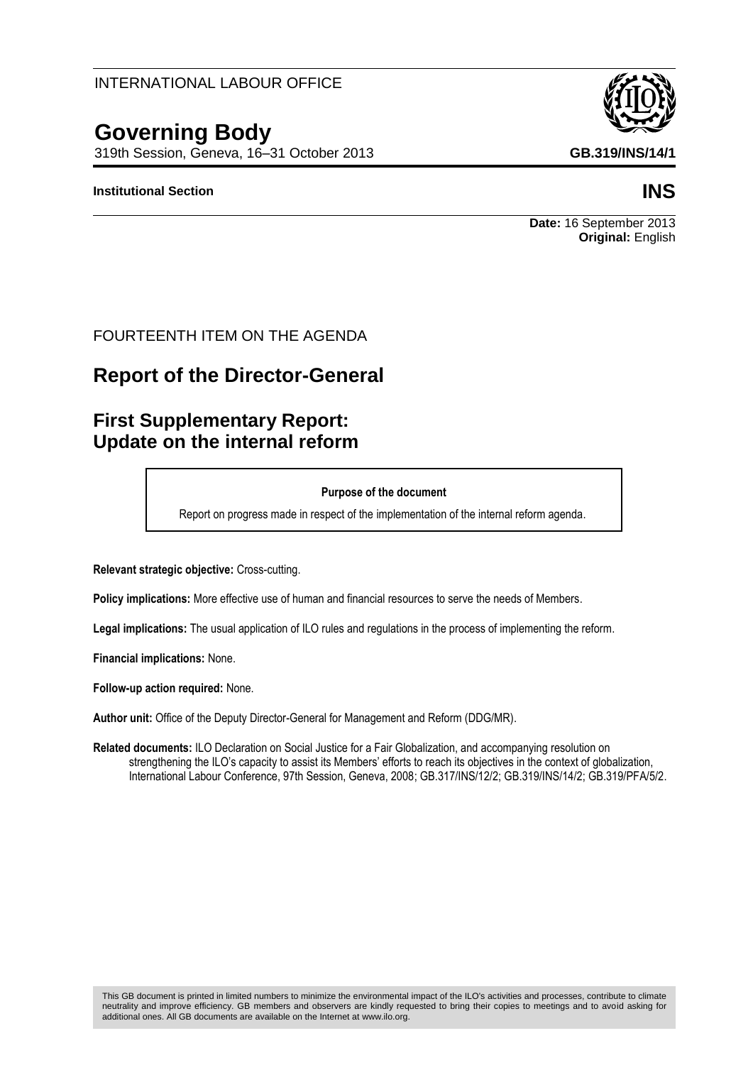INTERNATIONAL LABOUR OFFICE

# Governing Body

319th Session, Geneva, 16–31 October 2013

**GB.319/INS/14/1**

**Institutional Section**

# INS

**Date:** 16 September 2013
**Original:** English

FOURTEENTH ITEM ON THE AGENDA

## Report of the Director-General

## First Supplementary Report: Update on the internal reform

**Purpose of the document**

Report on progress made in respect of the implementation of the internal reform agenda.

**Relevant strategic objective:** Cross-cutting.

**Policy implications:** More effective use of human and financial resources to serve the needs of Members.

**Legal implications:** The usual application of ILO rules and regulations in the process of implementing the reform.

**Financial implications:** None.

**Follow-up action required:** None.

**Author unit:** Office of the Deputy Director-General for Management and Reform (DDG/MR).

**Related documents:** ILO Declaration on Social Justice for a Fair Globalization, and accompanying resolution on strengthening the ILO's capacity to assist its Members' efforts to reach its objectives in the context of globalization, International Labour Conference, 97th Session, Geneva, 2008; GB.317/INS/12/2; GB.319/INS/14/2; GB.319/PFA/5/2.

This GB document is printed in limited numbers to minimize the environmental impact of the ILO's activities and processes, contribute to climate neutrality and improve efficiency. GB members and observers are kindly requested to bring their copies to meetings and to avoid asking for additional ones. All GB documents are available on the Internet at www.ilo.org.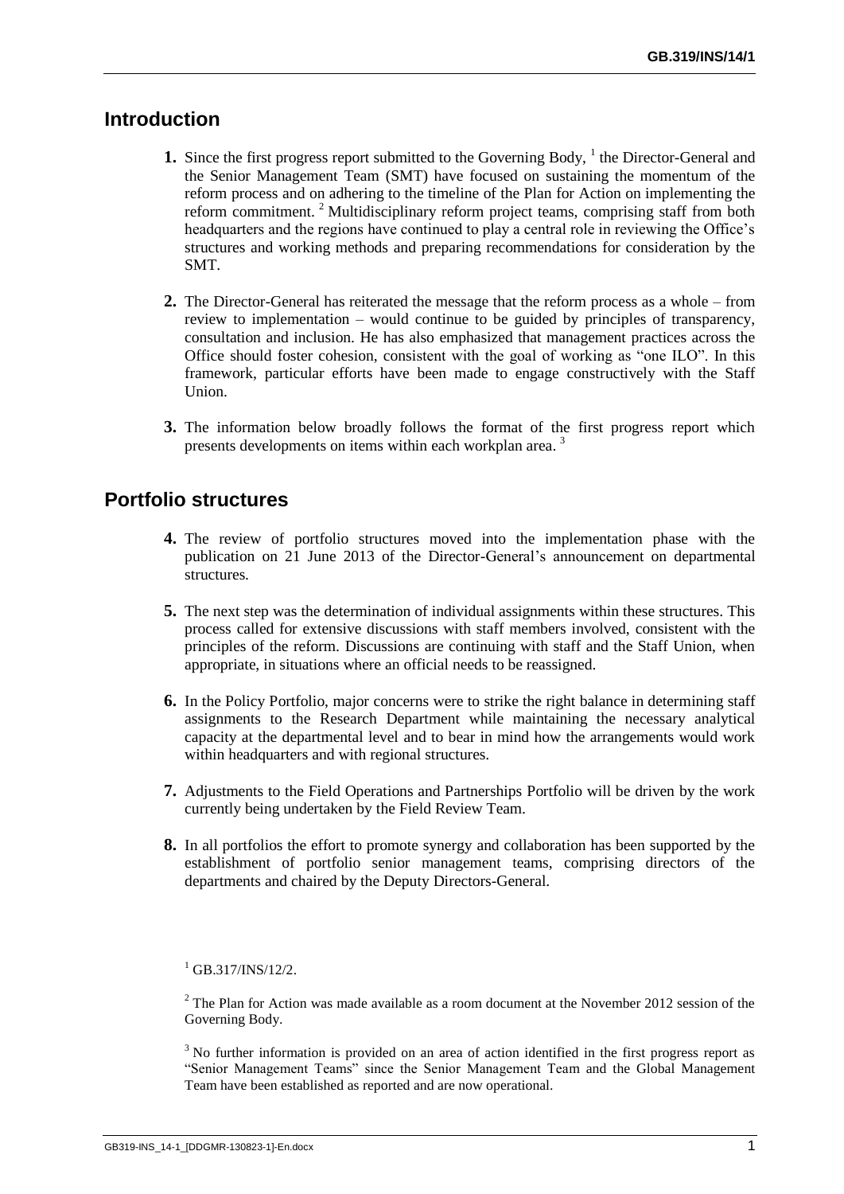## Introduction

**1.** Since the first progress report submitted to the Governing Body, [1] the Director-General and the Senior Management Team (SMT) have focused on sustaining the momentum of the reform process and on adhering to the timeline of the Plan for Action on implementing the reform commitment. [2] Multidisciplinary reform project teams, comprising staff from both headquarters and the regions have continued to play a central role in reviewing the Office's structures and working methods and preparing recommendations for consideration by the SMT.

**2.** The Director-General has reiterated the message that the reform process as a whole – from review to implementation – would continue to be guided by principles of transparency, consultation and inclusion. He has also emphasized that management practices across the Office should foster cohesion, consistent with the goal of working as "one ILO". In this framework, particular efforts have been made to engage constructively with the Staff Union.

**3.** The information below broadly follows the format of the first progress report which presents developments on items within each workplan area. [3]

## Portfolio structures

**4.** The review of portfolio structures moved into the implementation phase with the publication on 21 June 2013 of the Director-General's announcement on departmental structures.

**5.** The next step was the determination of individual assignments within these structures. This process called for extensive discussions with staff members involved, consistent with the principles of the reform. Discussions are continuing with staff and the Staff Union, when appropriate, in situations where an official needs to be reassigned.

**6.** In the Policy Portfolio, major concerns were to strike the right balance in determining staff assignments to the Research Department while maintaining the necessary analytical capacity at the departmental level and to bear in mind how the arrangements would work within headquarters and with regional structures.

**7.** Adjustments to the Field Operations and Partnerships Portfolio will be driven by the work currently being undertaken by the Field Review Team.

**8.** In all portfolios the effort to promote synergy and collaboration has been supported by the establishment of portfolio senior management teams, comprising directors of the departments and chaired by the Deputy Directors-General.

---

[1] GB.317/INS/12/2.

[2] The Plan for Action was made available as a room document at the November 2012 session of the Governing Body.

[3] No further information is provided on an area of action identified in the first progress report as "Senior Management Teams" since the Senior Management Team and the Global Management Team have been established as reported and are now operational.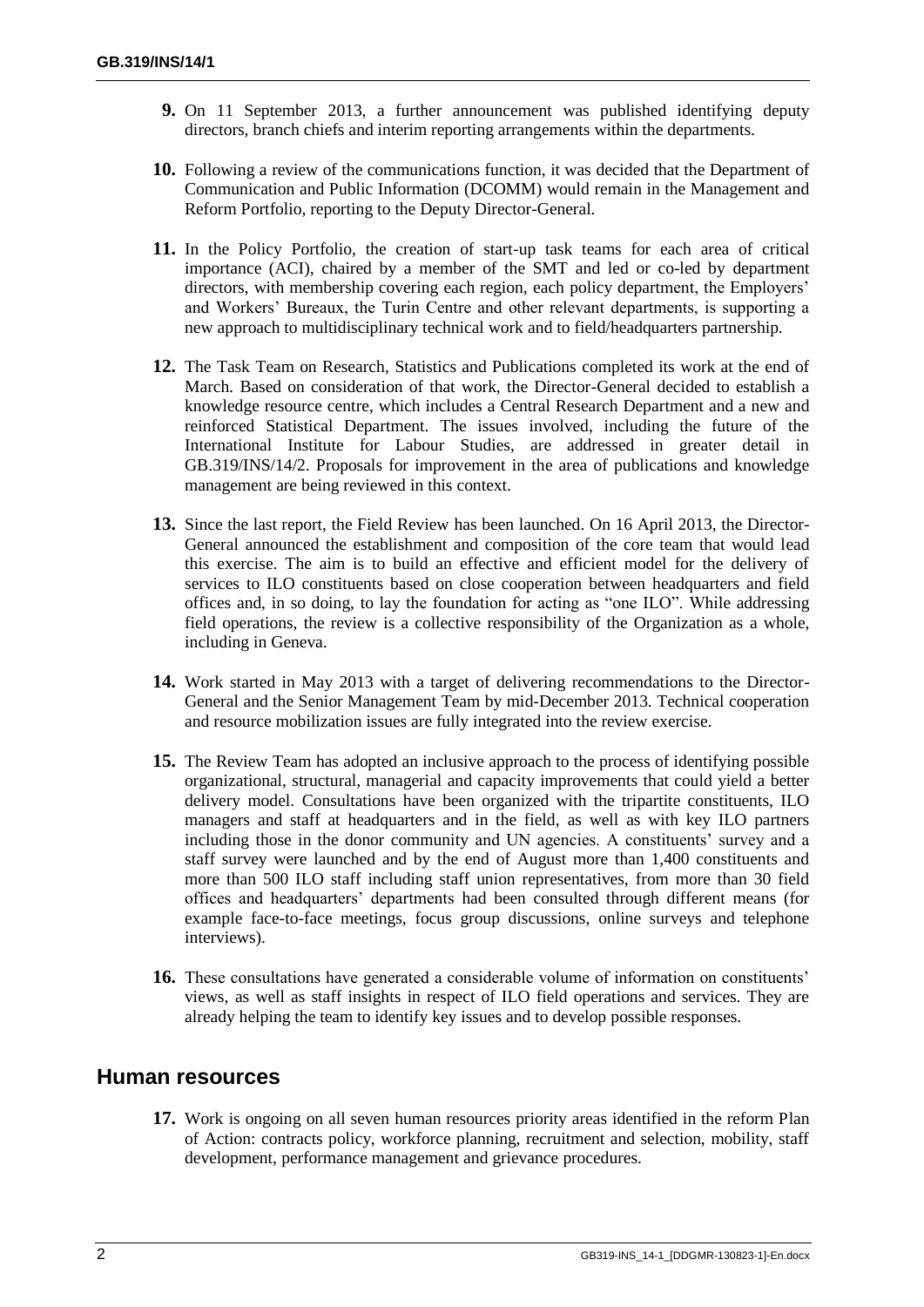**9.** On 11 September 2013, a further announcement was published identifying deputy directors, branch chiefs and interim reporting arrangements within the departments.

**10.** Following a review of the communications function, it was decided that the Department of Communication and Public Information (DCOMM) would remain in the Management and Reform Portfolio, reporting to the Deputy Director-General.

**11.** In the Policy Portfolio, the creation of start-up task teams for each area of critical importance (ACI), chaired by a member of the SMT and led or co-led by department directors, with membership covering each region, each policy department, the Employers' and Workers' Bureaux, the Turin Centre and other relevant departments, is supporting a new approach to multidisciplinary technical work and to field/headquarters partnership.

**12.** The Task Team on Research, Statistics and Publications completed its work at the end of March. Based on consideration of that work, the Director-General decided to establish a knowledge resource centre, which includes a Central Research Department and a new and reinforced Statistical Department. The issues involved, including the future of the International Institute for Labour Studies, are addressed in greater detail in GB.319/INS/14/2. Proposals for improvement in the area of publications and knowledge management are being reviewed in this context.

**13.** Since the last report, the Field Review has been launched. On 16 April 2013, the Director-General announced the establishment and composition of the core team that would lead this exercise. The aim is to build an effective and efficient model for the delivery of services to ILO constituents based on close cooperation between headquarters and field offices and, in so doing, to lay the foundation for acting as "one ILO". While addressing field operations, the review is a collective responsibility of the Organization as a whole, including in Geneva.

**14.** Work started in May 2013 with a target of delivering recommendations to the Director-General and the Senior Management Team by mid-December 2013. Technical cooperation and resource mobilization issues are fully integrated into the review exercise.

**15.** The Review Team has adopted an inclusive approach to the process of identifying possible organizational, structural, managerial and capacity improvements that could yield a better delivery model. Consultations have been organized with the tripartite constituents, ILO managers and staff at headquarters and in the field, as well as with key ILO partners including those in the donor community and UN agencies. A constituents' survey and a staff survey were launched and by the end of August more than 1,400 constituents and more than 500 ILO staff including staff union representatives, from more than 30 field offices and headquarters' departments had been consulted through different means (for example face-to-face meetings, focus group discussions, online surveys and telephone interviews).

**16.** These consultations have generated a considerable volume of information on constituents' views, as well as staff insights in respect of ILO field operations and services. They are already helping the team to identify key issues and to develop possible responses.

## Human resources

**17.** Work is ongoing on all seven human resources priority areas identified in the reform Plan of Action: contracts policy, workforce planning, recruitment and selection, mobility, staff development, performance management and grievance procedures.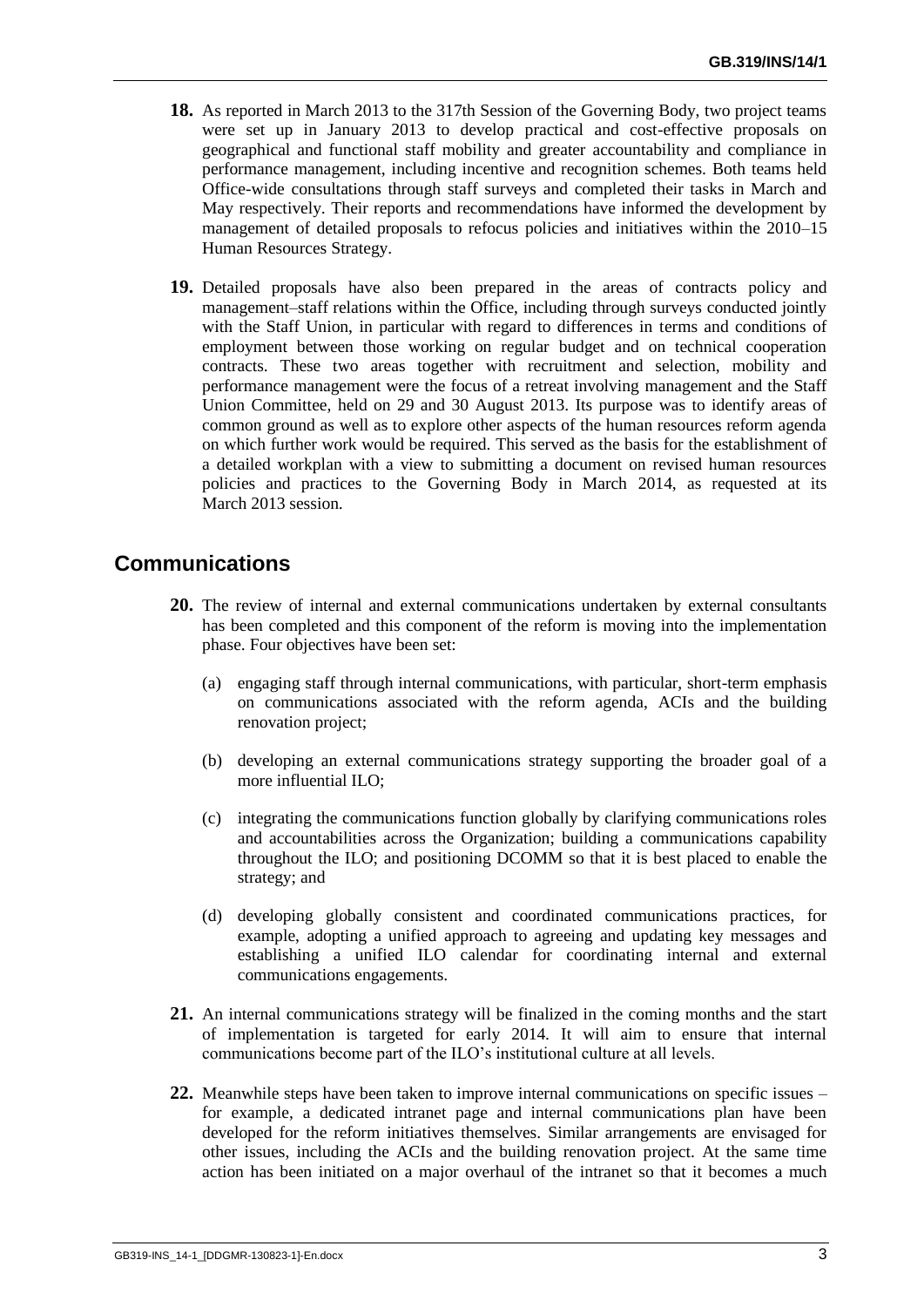**18.** As reported in March 2013 to the 317th Session of the Governing Body, two project teams were set up in January 2013 to develop practical and cost-effective proposals on geographical and functional staff mobility and greater accountability and compliance in performance management, including incentive and recognition schemes. Both teams held Office-wide consultations through staff surveys and completed their tasks in March and May respectively. Their reports and recommendations have informed the development by management of detailed proposals to refocus policies and initiatives within the 2010–15 Human Resources Strategy.

**19.** Detailed proposals have also been prepared in the areas of contracts policy and management–staff relations within the Office, including through surveys conducted jointly with the Staff Union, in particular with regard to differences in terms and conditions of employment between those working on regular budget and on technical cooperation contracts. These two areas together with recruitment and selection, mobility and performance management were the focus of a retreat involving management and the Staff Union Committee, held on 29 and 30 August 2013. Its purpose was to identify areas of common ground as well as to explore other aspects of the human resources reform agenda on which further work would be required. This served as the basis for the establishment of a detailed workplan with a view to submitting a document on revised human resources policies and practices to the Governing Body in March 2014, as requested at its March 2013 session.

## Communications

**20.** The review of internal and external communications undertaken by external consultants has been completed and this component of the reform is moving into the implementation phase. Four objectives have been set:

(a) engaging staff through internal communications, with particular, short-term emphasis on communications associated with the reform agenda, ACIs and the building renovation project;

(b) developing an external communications strategy supporting the broader goal of a more influential ILO;

(c) integrating the communications function globally by clarifying communications roles and accountabilities across the Organization; building a communications capability throughout the ILO; and positioning DCOMM so that it is best placed to enable the strategy; and

(d) developing globally consistent and coordinated communications practices, for example, adopting a unified approach to agreeing and updating key messages and establishing a unified ILO calendar for coordinating internal and external communications engagements.

**21.** An internal communications strategy will be finalized in the coming months and the start of implementation is targeted for early 2014. It will aim to ensure that internal communications become part of the ILO's institutional culture at all levels.

**22.** Meanwhile steps have been taken to improve internal communications on specific issues – for example, a dedicated intranet page and internal communications plan have been developed for the reform initiatives themselves. Similar arrangements are envisaged for other issues, including the ACIs and the building renovation project. At the same time action has been initiated on a major overhaul of the intranet so that it becomes a much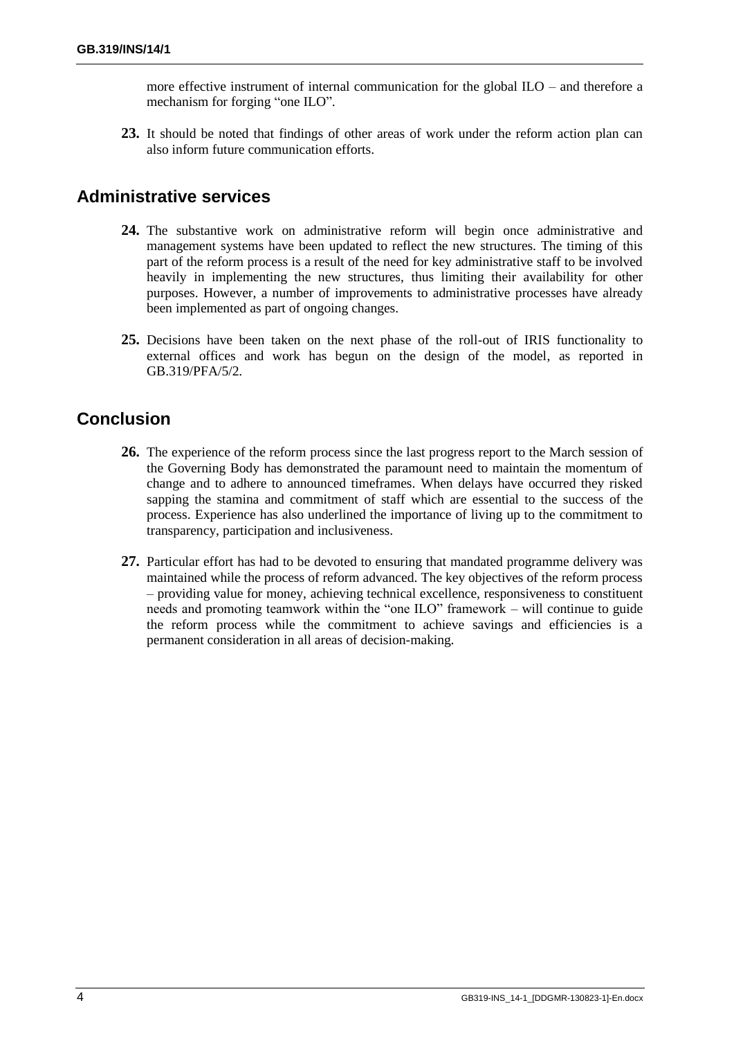more effective instrument of internal communication for the global ILO – and therefore a mechanism for forging "one ILO".

**23.** It should be noted that findings of other areas of work under the reform action plan can also inform future communication efforts.

## Administrative services

**24.** The substantive work on administrative reform will begin once administrative and management systems have been updated to reflect the new structures. The timing of this part of the reform process is a result of the need for key administrative staff to be involved heavily in implementing the new structures, thus limiting their availability for other purposes. However, a number of improvements to administrative processes have already been implemented as part of ongoing changes.

**25.** Decisions have been taken on the next phase of the roll-out of IRIS functionality to external offices and work has begun on the design of the model, as reported in GB.319/PFA/5/2.

## Conclusion

**26.** The experience of the reform process since the last progress report to the March session of the Governing Body has demonstrated the paramount need to maintain the momentum of change and to adhere to announced timeframes. When delays have occurred they risked sapping the stamina and commitment of staff which are essential to the success of the process. Experience has also underlined the importance of living up to the commitment to transparency, participation and inclusiveness.

**27.** Particular effort has had to be devoted to ensuring that mandated programme delivery was maintained while the process of reform advanced. The key objectives of the reform process – providing value for money, achieving technical excellence, responsiveness to constituent needs and promoting teamwork within the "one ILO" framework – will continue to guide the reform process while the commitment to achieve savings and efficiencies is a permanent consideration in all areas of decision-making.